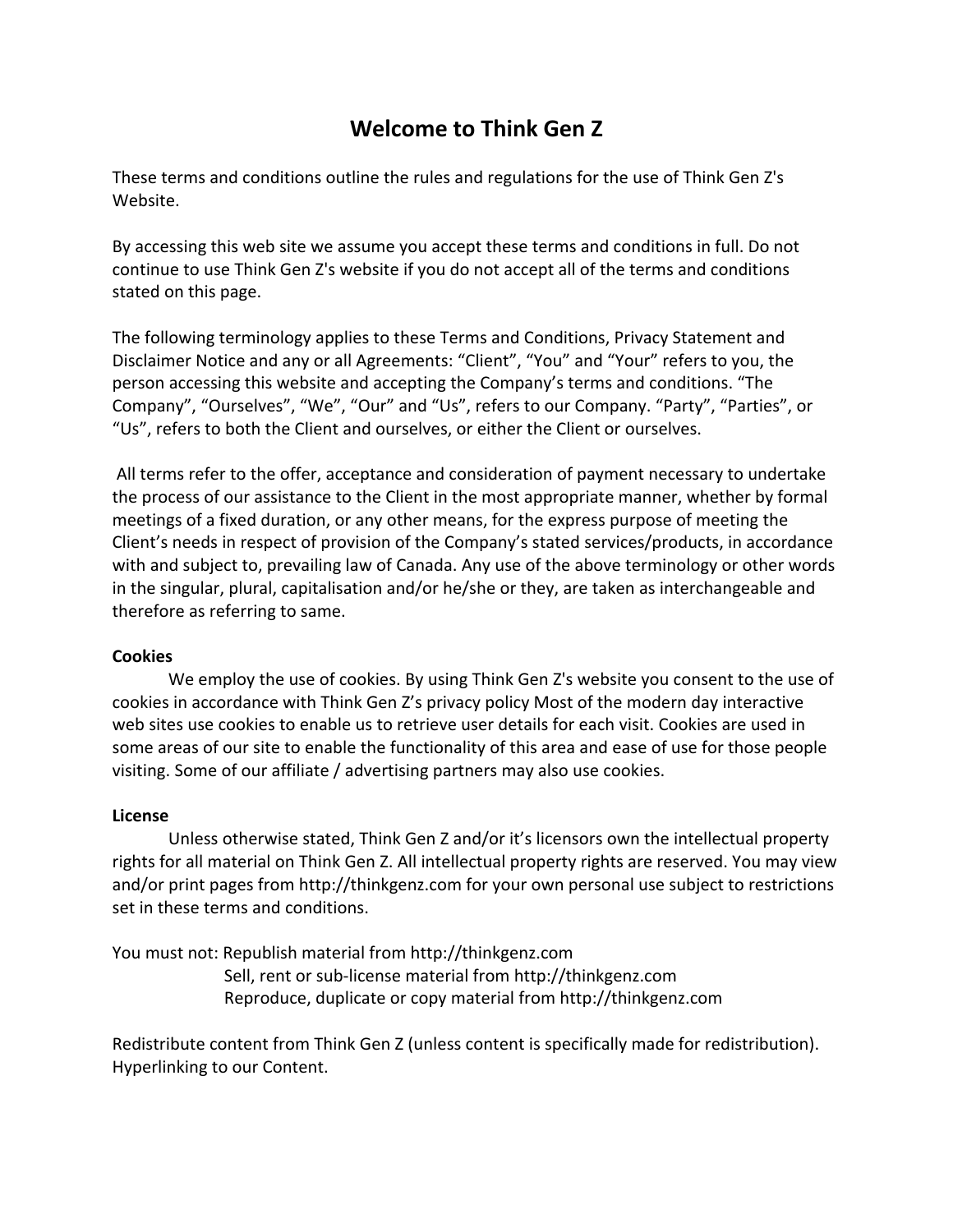# Welcome to Think Gen Z

These terms and conditions outline the rules and regulations for the use of Think Gen Z's Website.

By accessing this web site we assume you accept these terms and conditions in full. Do not continue to use Think Gen Z's website if you do not accept all of the terms and conditions stated on this page.

The following terminology applies to these Terms and Conditions, Privacy Statement and Disclaimer Notice and any or all Agreements: "Client", "You" and "Your" refers to you, the person accessing this website and accepting the Company's terms and conditions. "The Company", "Ourselves", "We", "Our" and "Us", refers to our Company. "Party", "Parties", or "Us", refers to both the Client and ourselves, or either the Client or ourselves.

All terms refer to the offer, acceptance and consideration of payment necessary to undertake the process of our assistance to the Client in the most appropriate manner, whether by formal meetings of a fixed duration, or any other means, for the express purpose of meeting the Client's needs in respect of provision of the Company's stated services/products, in accordance with and subject to, prevailing law of Canada. Any use of the above terminology or other words in the singular, plural, capitalisation and/or he/she or they, are taken as interchangeable and therefore as referring to same.

**Cookies**

We employ the use of cookies. By using Think Gen Z's website you consent to the use of cookies in accordance with Think Gen Z's privacy policy Most of the modern day interactive web sites use cookies to enable us to retrieve user details for each visit. Cookies are used in some areas of our site to enable the functionality of this area and ease of use for those people visiting. Some of our affiliate / advertising partners may also use cookies.

**License**

Unless otherwise stated, Think Gen Z and/or it's licensors own the intellectual property rights for all material on Think Gen Z. All intellectual property rights are reserved. You may view and/or print pages from http://thinkgenz.com for your own personal use subject to restrictions set in these terms and conditions.

You must not: Republish material from http://thinkgenz.com
Sell, rent or sub-license material from http://thinkgenz.com
Reproduce, duplicate or copy material from http://thinkgenz.com

Redistribute content from Think Gen Z (unless content is specifically made for redistribution).
Hyperlinking to our Content.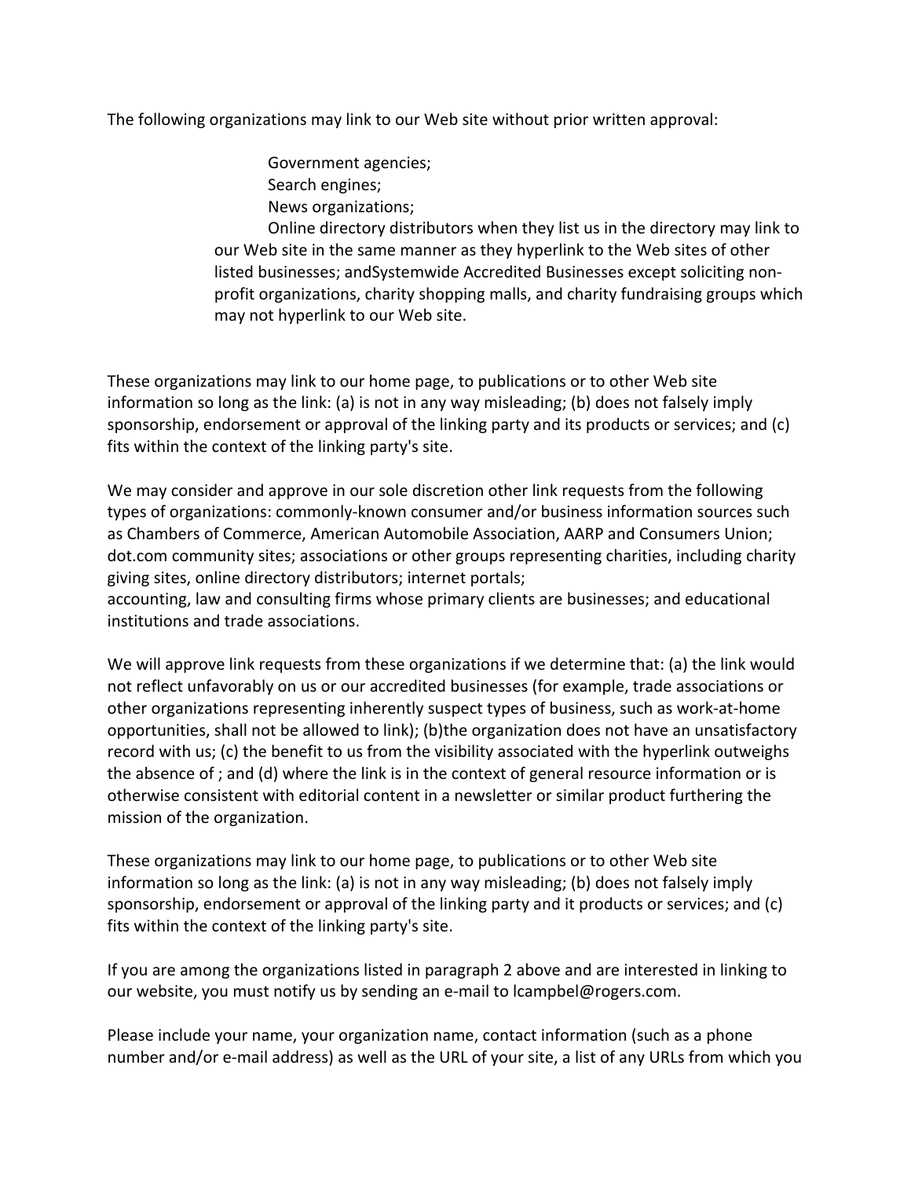The following organizations may link to our Web site without prior written approval:

- Government agencies;
- Search engines;
- News organizations;
- Online directory distributors when they list us in the directory may link to our Web site in the same manner as they hyperlink to the Web sites of other listed businesses; andSystemwide Accredited Businesses except soliciting non-profit organizations, charity shopping malls, and charity fundraising groups which may not hyperlink to our Web site.

These organizations may link to our home page, to publications or to other Web site information so long as the link: (a) is not in any way misleading; (b) does not falsely imply sponsorship, endorsement or approval of the linking party and its products or services; and (c) fits within the context of the linking party's site.

We may consider and approve in our sole discretion other link requests from the following types of organizations: commonly-known consumer and/or business information sources such as Chambers of Commerce, American Automobile Association, AARP and Consumers Union; dot.com community sites; associations or other groups representing charities, including charity giving sites, online directory distributors; internet portals;
accounting, law and consulting firms whose primary clients are businesses; and educational institutions and trade associations.

We will approve link requests from these organizations if we determine that: (a) the link would not reflect unfavorably on us or our accredited businesses (for example, trade associations or other organizations representing inherently suspect types of business, such as work-at-home opportunities, shall not be allowed to link); (b)the organization does not have an unsatisfactory record with us; (c) the benefit to us from the visibility associated with the hyperlink outweighs the absence of ; and (d) where the link is in the context of general resource information or is otherwise consistent with editorial content in a newsletter or similar product furthering the mission of the organization.

These organizations may link to our home page, to publications or to other Web site information so long as the link: (a) is not in any way misleading; (b) does not falsely imply sponsorship, endorsement or approval of the linking party and it products or services; and (c) fits within the context of the linking party's site.

If you are among the organizations listed in paragraph 2 above and are interested in linking to our website, you must notify us by sending an e-mail to lcampbel@rogers.com.

Please include your name, your organization name, contact information (such as a phone number and/or e-mail address) as well as the URL of your site, a list of any URLs from which you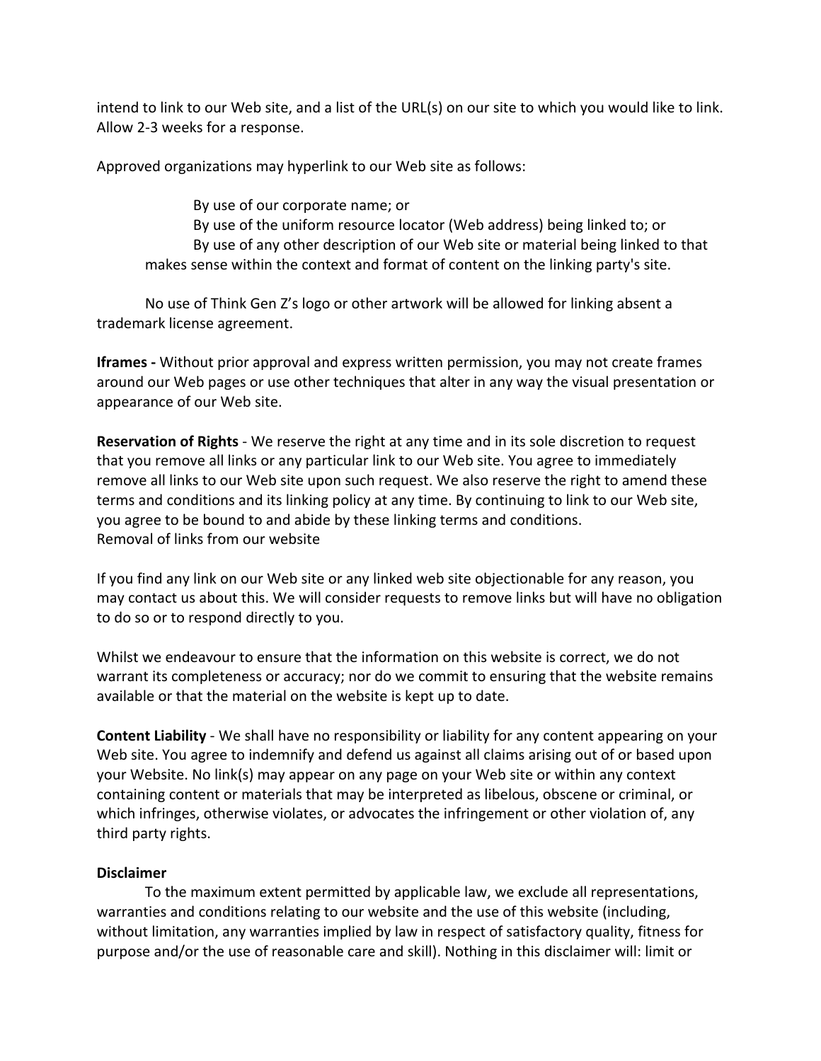intend to link to our Web site, and a list of the URL(s) on our site to which you would like to link. Allow 2-3 weeks for a response.

Approved organizations may hyperlink to our Web site as follows:

By use of our corporate name; or
By use of the uniform resource locator (Web address) being linked to; or
By use of any other description of our Web site or material being linked to that makes sense within the context and format of content on the linking party's site.

No use of Think Gen Z's logo or other artwork will be allowed for linking absent a trademark license agreement.

**Iframes -** Without prior approval and express written permission, you may not create frames around our Web pages or use other techniques that alter in any way the visual presentation or appearance of our Web site.

**Reservation of Rights** - We reserve the right at any time and in its sole discretion to request that you remove all links or any particular link to our Web site. You agree to immediately remove all links to our Web site upon such request. We also reserve the right to amend these terms and conditions and its linking policy at any time. By continuing to link to our Web site, you agree to be bound to and abide by these linking terms and conditions.
Removal of links from our website

If you find any link on our Web site or any linked web site objectionable for any reason, you may contact us about this. We will consider requests to remove links but will have no obligation to do so or to respond directly to you.

Whilst we endeavour to ensure that the information on this website is correct, we do not warrant its completeness or accuracy; nor do we commit to ensuring that the website remains available or that the material on the website is kept up to date.

**Content Liability** - We shall have no responsibility or liability for any content appearing on your Web site. You agree to indemnify and defend us against all claims arising out of or based upon your Website. No link(s) may appear on any page on your Web site or within any context containing content or materials that may be interpreted as libelous, obscene or criminal, or which infringes, otherwise violates, or advocates the infringement or other violation of, any third party rights.

**Disclaimer**

To the maximum extent permitted by applicable law, we exclude all representations, warranties and conditions relating to our website and the use of this website (including, without limitation, any warranties implied by law in respect of satisfactory quality, fitness for purpose and/or the use of reasonable care and skill). Nothing in this disclaimer will: limit or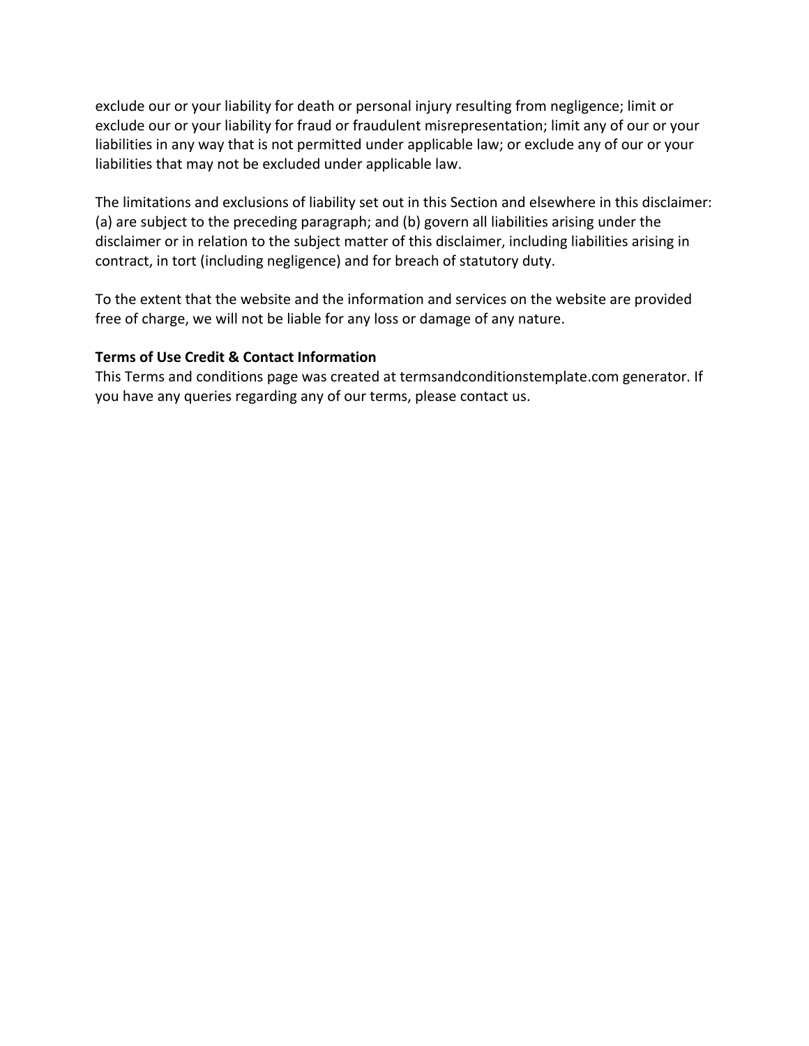exclude our or your liability for death or personal injury resulting from negligence; limit or exclude our or your liability for fraud or fraudulent misrepresentation; limit any of our or your liabilities in any way that is not permitted under applicable law; or exclude any of our or your liabilities that may not be excluded under applicable law.

The limitations and exclusions of liability set out in this Section and elsewhere in this disclaimer: (a) are subject to the preceding paragraph; and (b) govern all liabilities arising under the disclaimer or in relation to the subject matter of this disclaimer, including liabilities arising in contract, in tort (including negligence) and for breach of statutory duty.

To the extent that the website and the information and services on the website are provided free of charge, we will not be liable for any loss or damage of any nature.

**Terms of Use Credit & Contact Information**

This Terms and conditions page was created at termsandconditionstemplate.com generator. If you have any queries regarding any of our terms, please contact us.